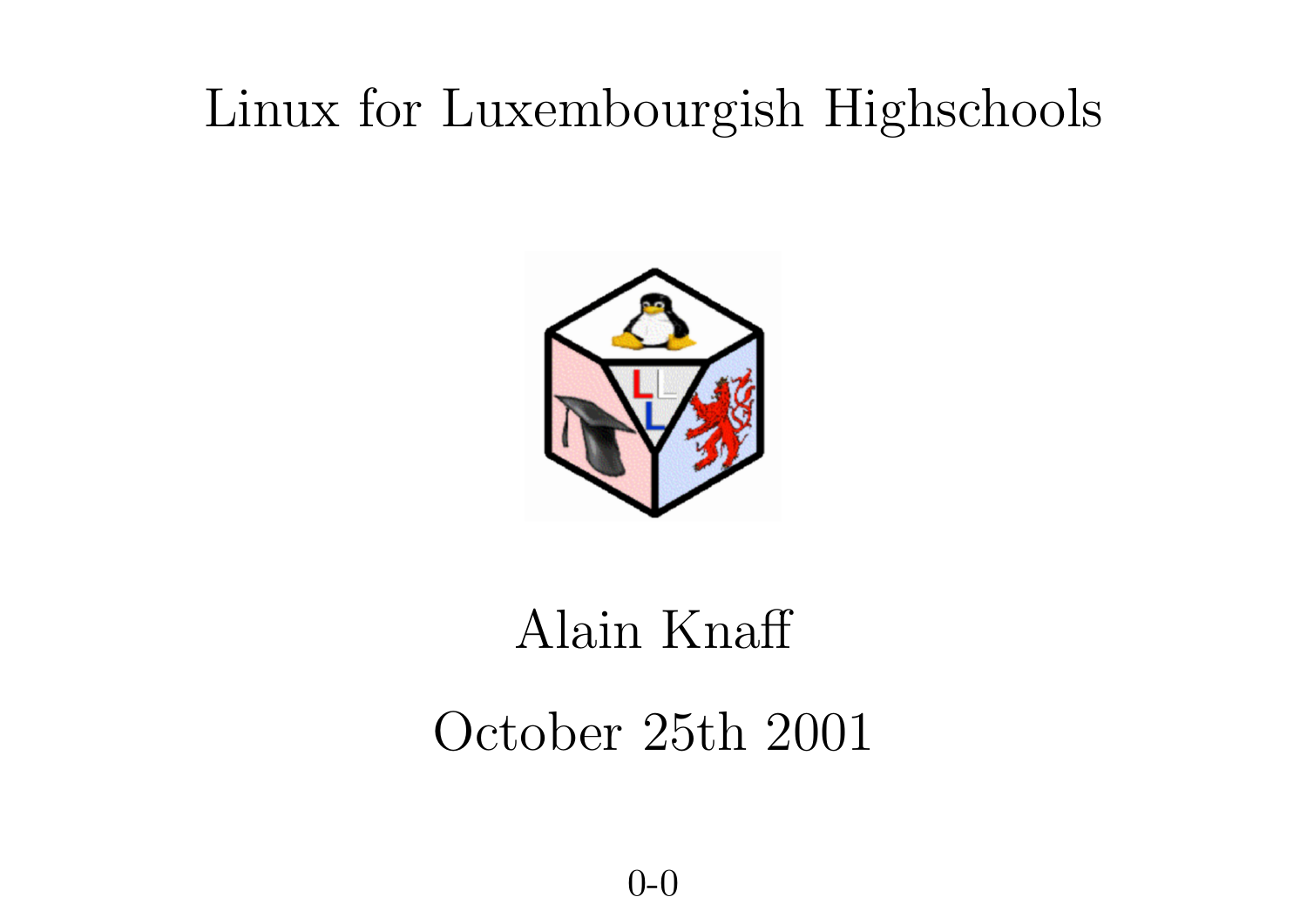# Linux for Luxembourgish Highschools

Alain Knaff

October 25th 2001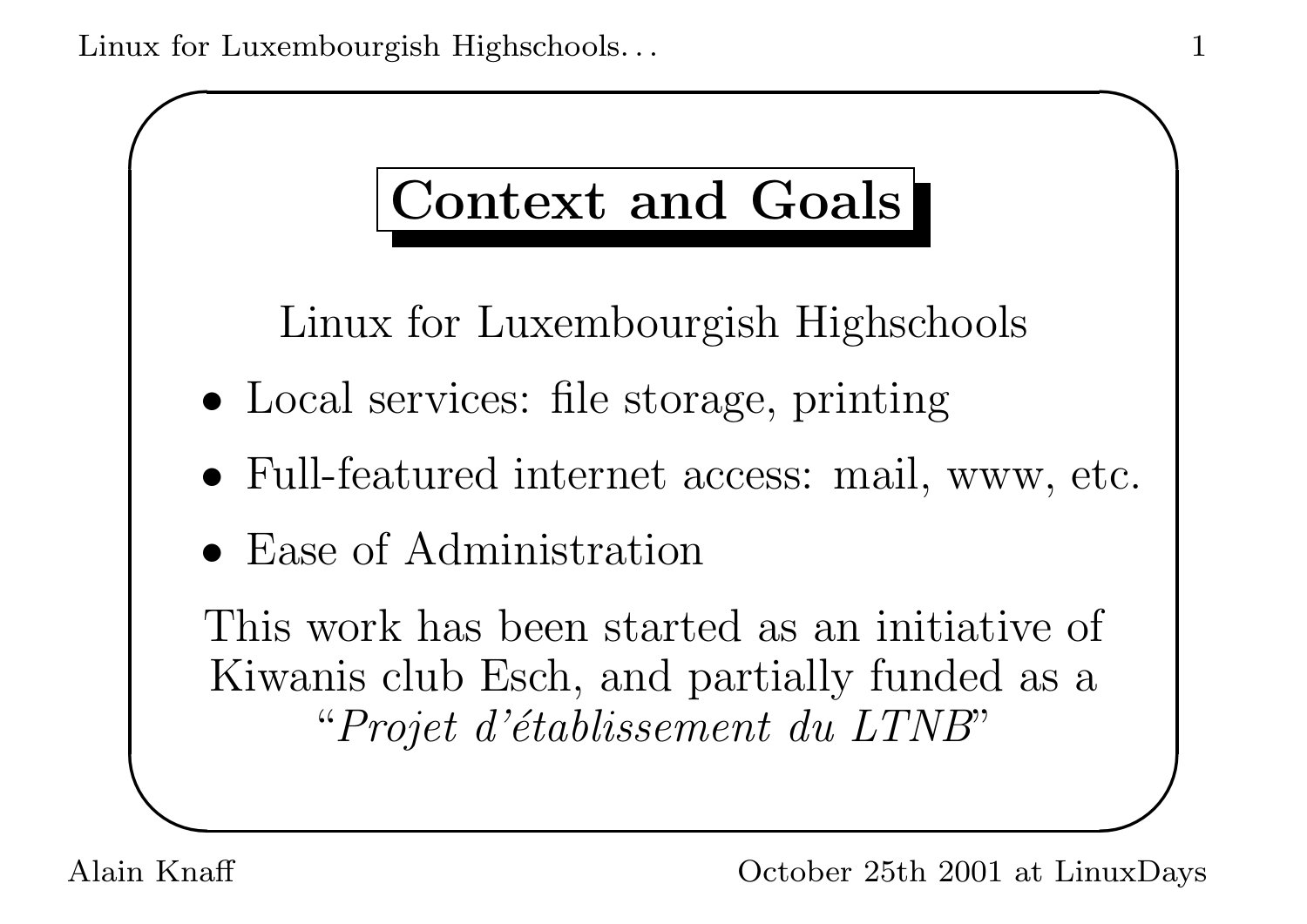# Context and Goals

Linux for Luxembourgish Highschools

- Local services: file storage, printing
- Full-featured internet access: mail, www, etc.
- Ease of Administration

This work has been started as an initiative of Kiwanis club Esch, and partially funded as a "*Projet d'établissement du LTNB*"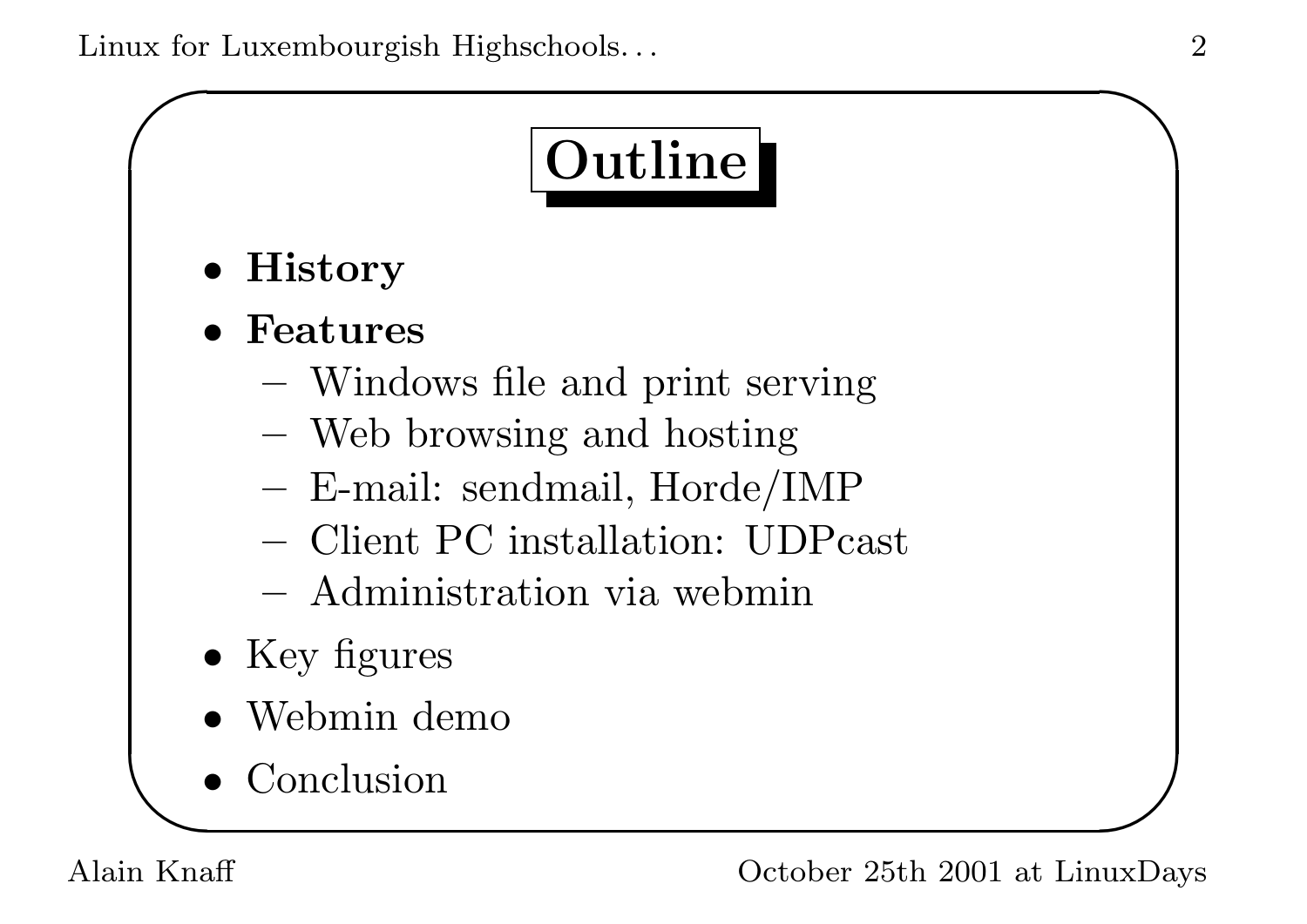# Outline

- **History**
- **Features**
  - Windows file and print serving
  - Web browsing and hosting
  - E-mail: sendmail, Horde/IMP
  - Client PC installation: UDPcast
  - Administration via webmin
- Key figures
- Webmin demo
- Conclusion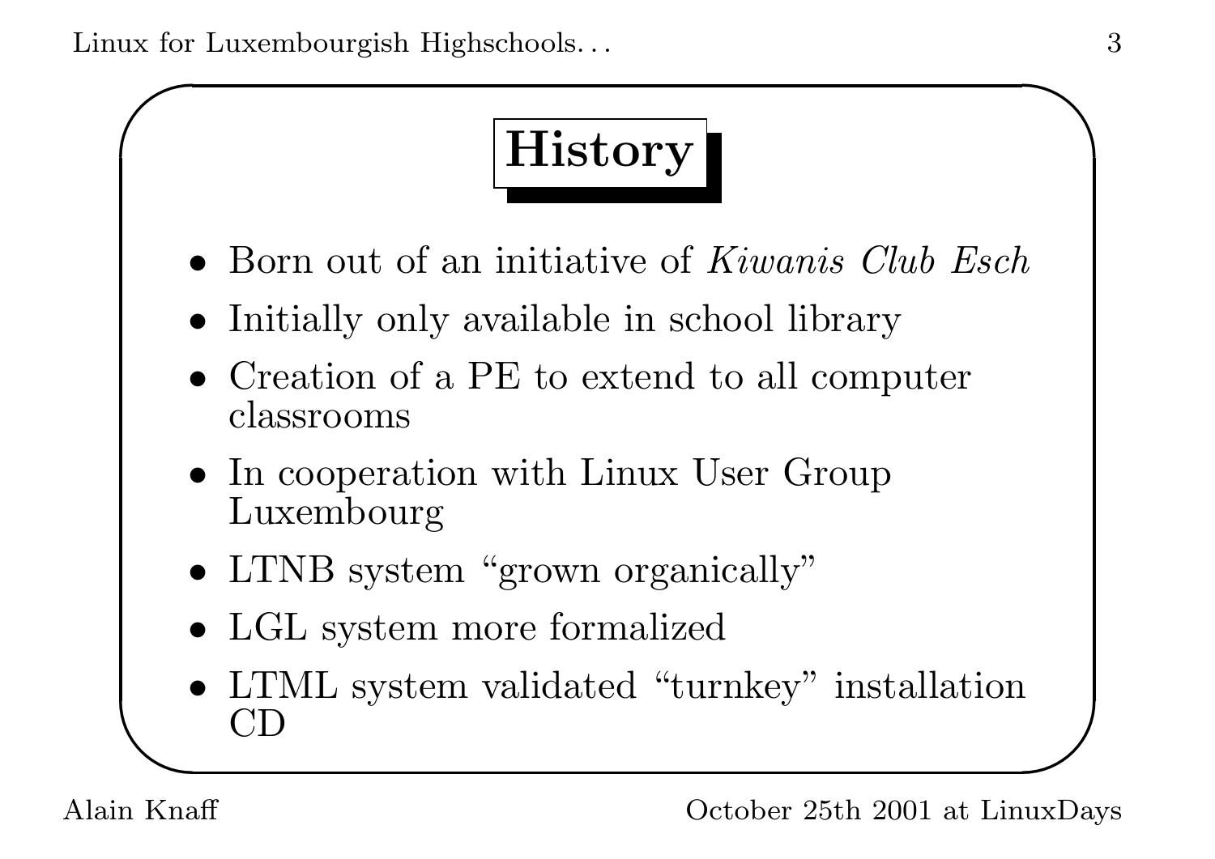# History

- Born out of an initiative of *Kiwanis Club Esch*
- Initially only available in school library
- Creation of a PE to extend to all computer classrooms
- In cooperation with Linux User Group Luxembourg
- LTNB system "grown organically"
- LGL system more formalized
- LTML system validated "turnkey" installation CD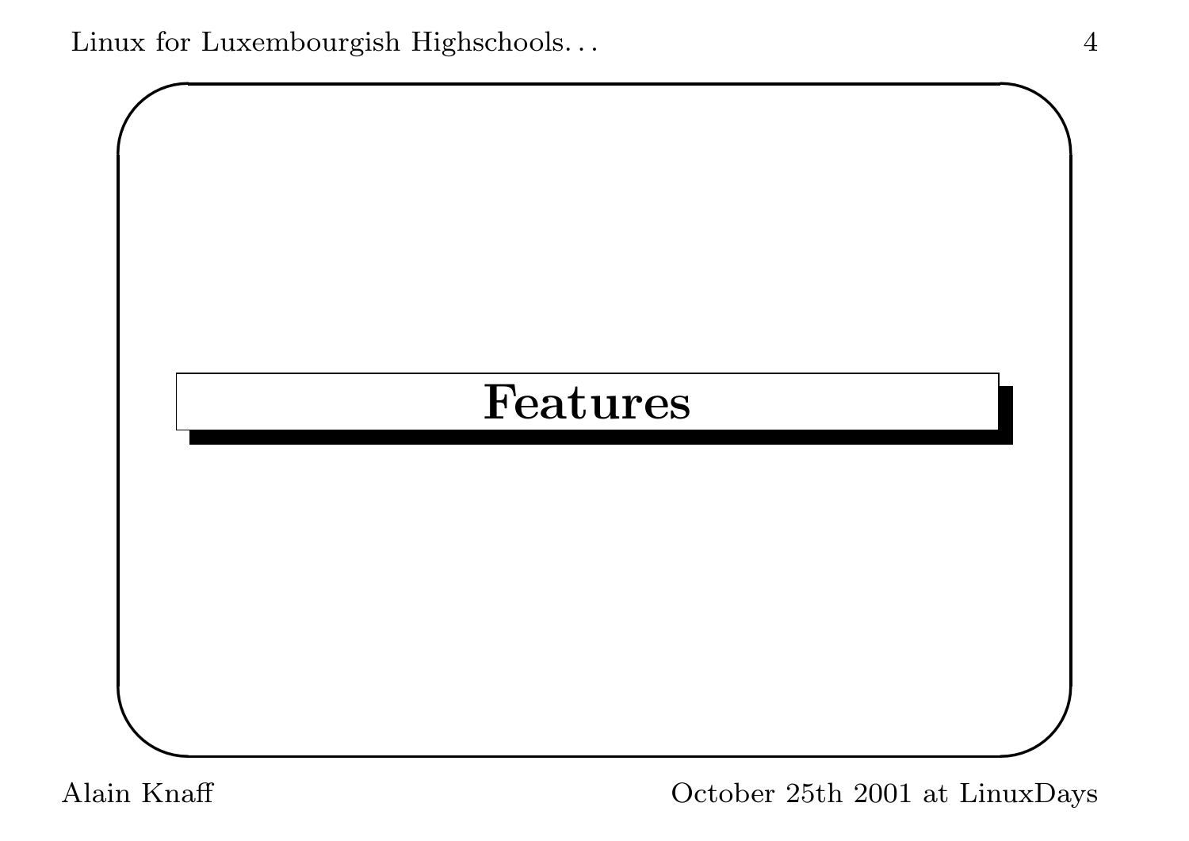# Features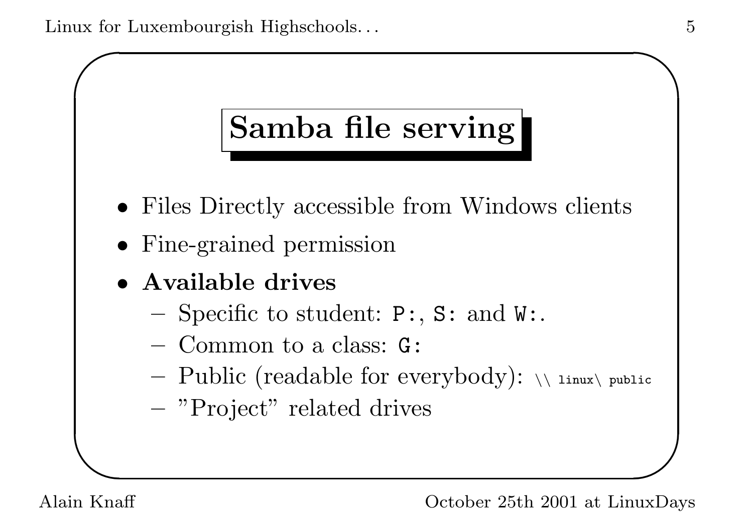# Samba file serving

- Files Directly accessible from Windows clients
- Fine-grained permission
- **Available drives**
  - Specific to student: `P:`, `S:` and `W:`.
  - Common to a class: `G:`
  - Public (readable for everybody): `\\ linux\ public`
  - "Project" related drives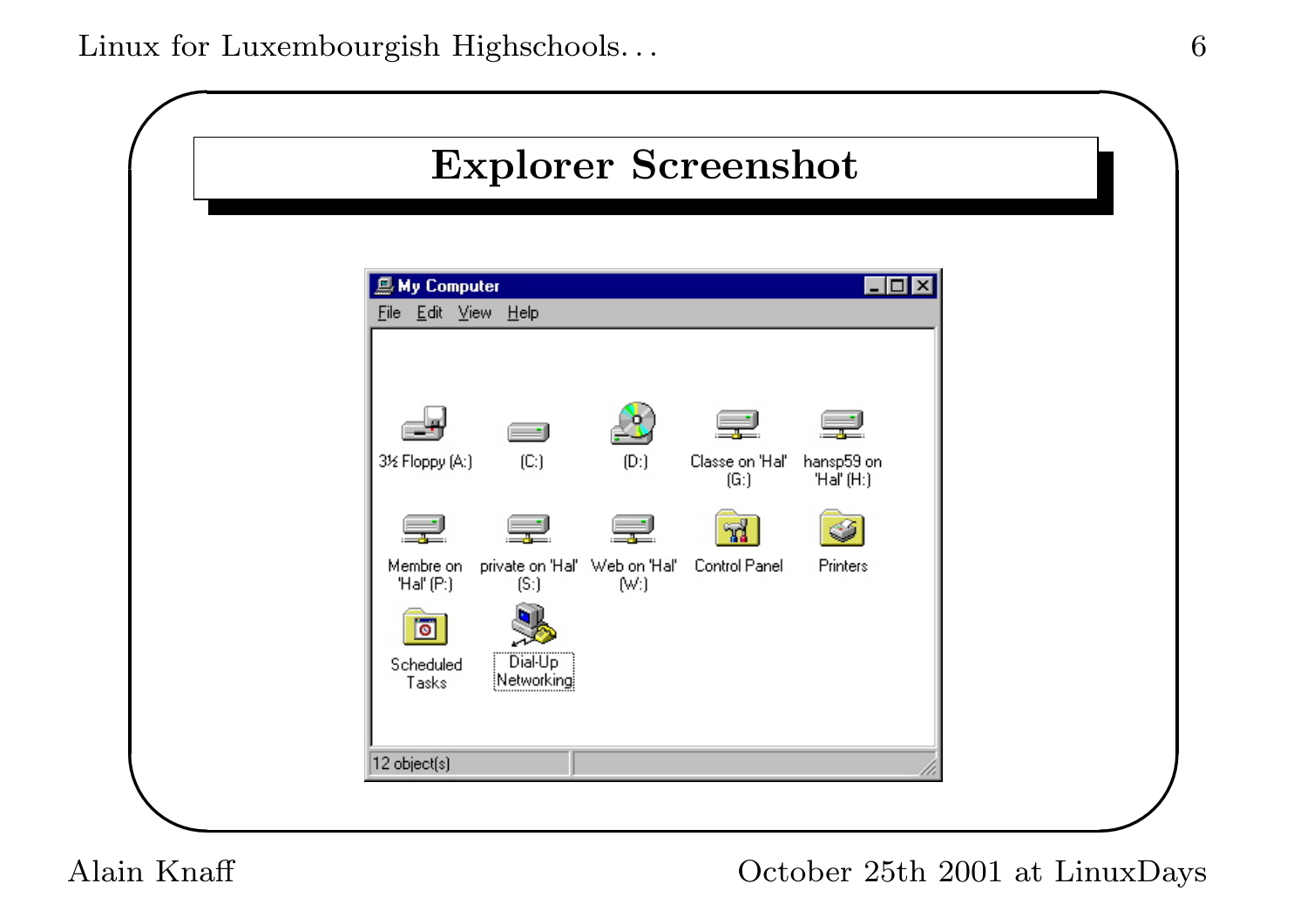# Explorer Screenshot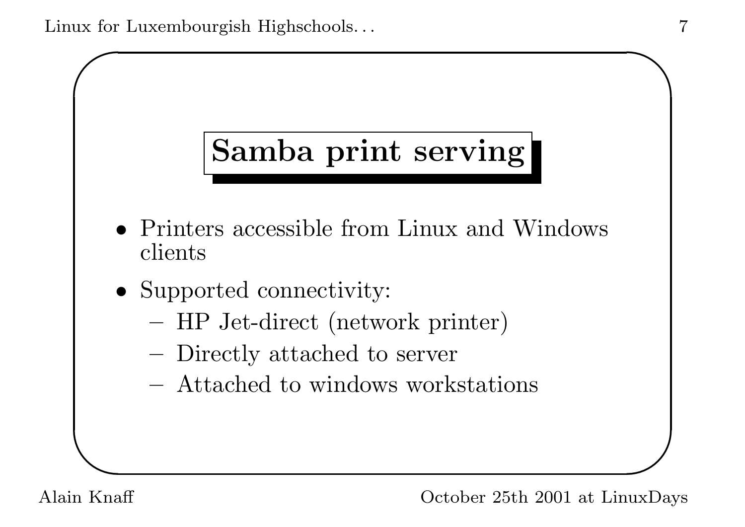# Samba print serving

- Printers accessible from Linux and Windows clients
- Supported connectivity:
  - HP Jet-direct (network printer)
  - Directly attached to server
  - Attached to windows workstations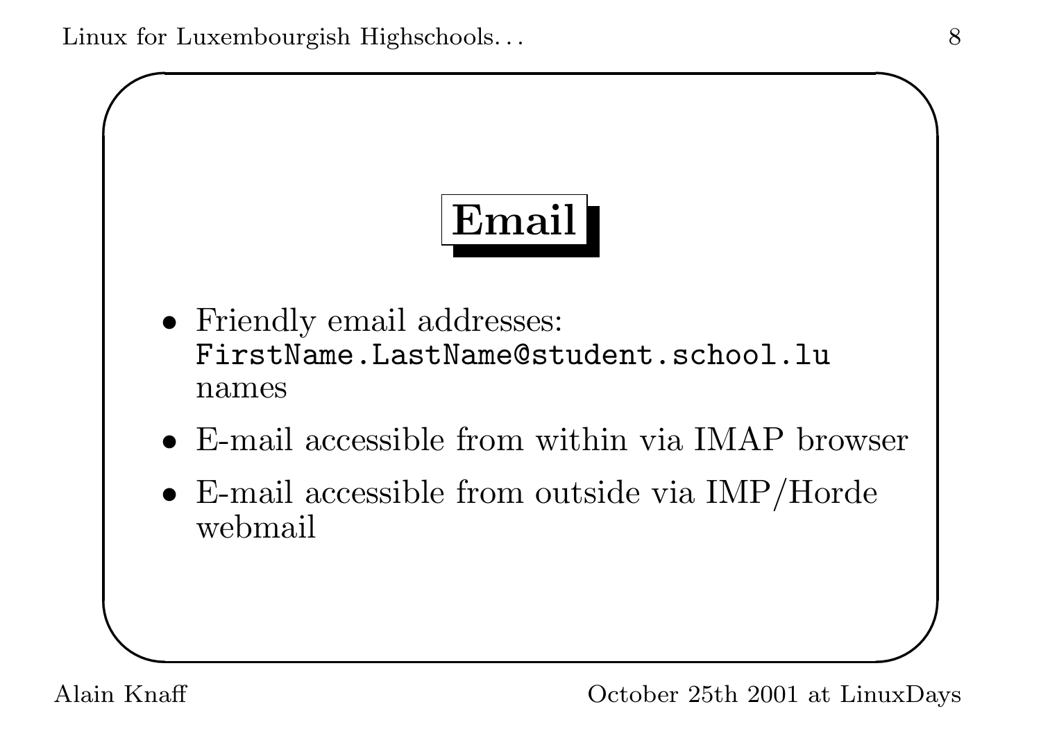# Email

- Friendly email addresses: `FirstName.LastName@student.school.lu` names
- E-mail accessible from within via IMAP browser
- E-mail accessible from outside via IMP/Horde webmail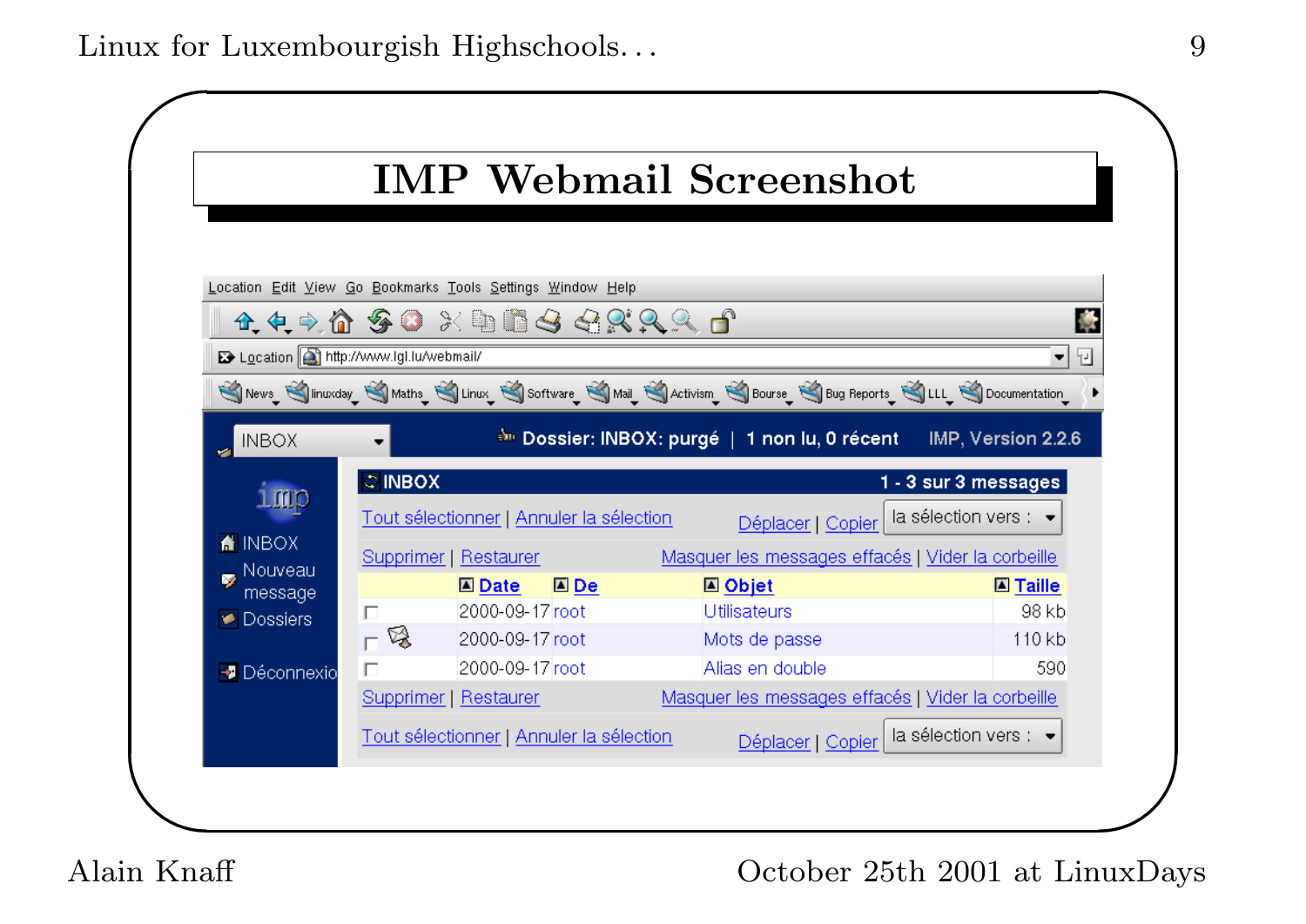# IMP Webmail Screenshot

Location Edit View Go Bookmarks Tools Settings Window Help

Location http://www.lgl.lu/webmail/

News | linuxday | Maths | Linux | Software | Mail | Activism | Bourse | Bug Reports | LLL | Documentation

INBOX — Dossier: INBOX: purgé | 1 non lu, 0 récent — IMP, Version 2.2.6

INBOX
Nouveau message
Dossiers
Déconnexio

**INBOX** — 1 - 3 sur 3 messages

Tout sélectionner | Annuler la sélection — Déplacer | Copier — la sélection vers :

Supprimer | Restaurer — Masquer les messages effacés | Vider la corbeille

| | Date | De | Objet | Taille |
|---|---|---|---|---|
| | 2000-09-17 | root | Utilisateurs | 98 kb |
| | 2000-09-17 | root | Mots de passe | 110 kb |
| | 2000-09-17 | root | Alias en double | 590 |

Supprimer | Restaurer — Masquer les messages effacés | Vider la corbeille

Tout sélectionner | Annuler la sélection — Déplacer | Copier — la sélection vers :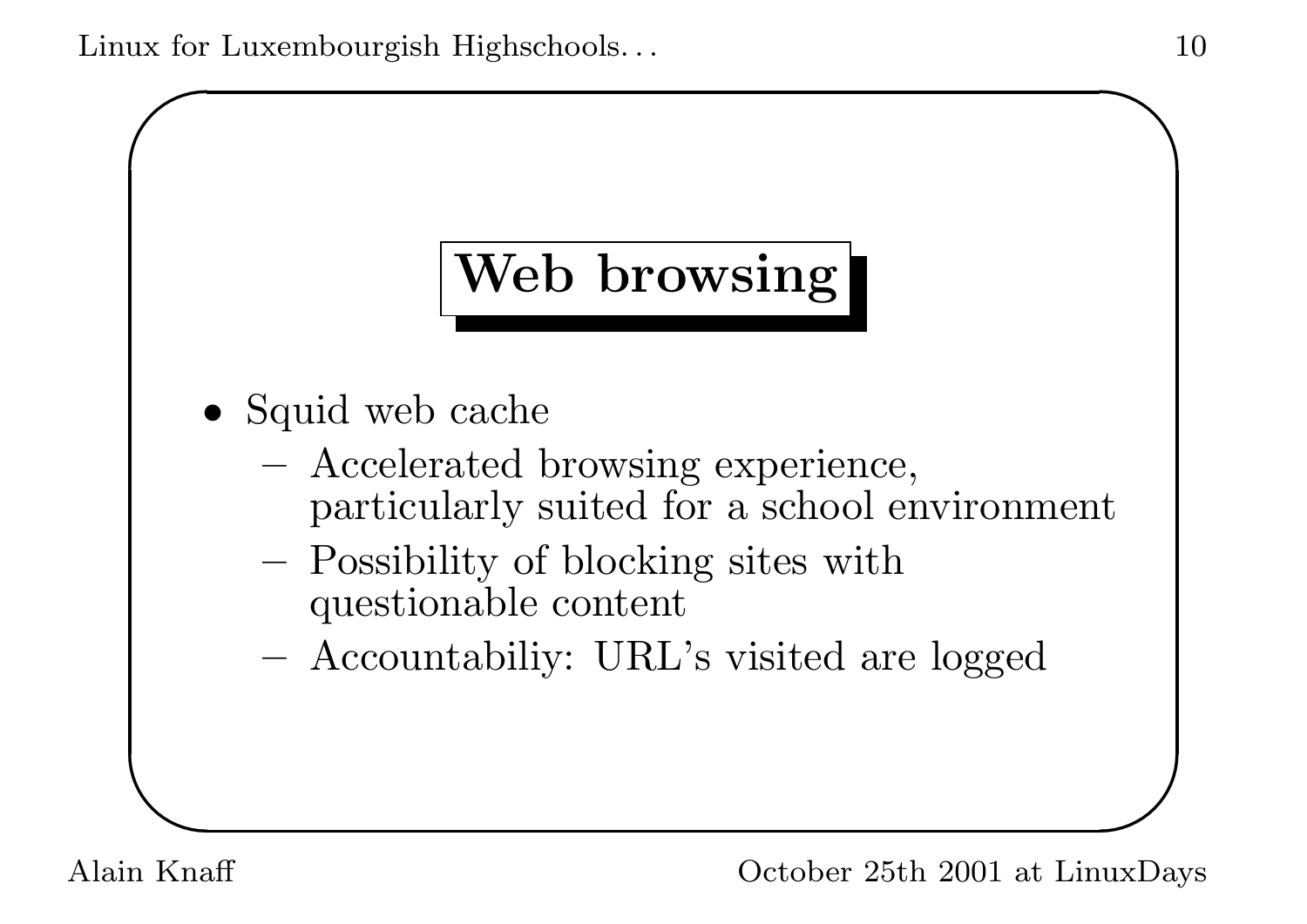# Web browsing

- Squid web cache
  - Accelerated browsing experience, particularly suited for a school environment
  - Possibility of blocking sites with questionable content
  - Accountabiliy: URL's visited are logged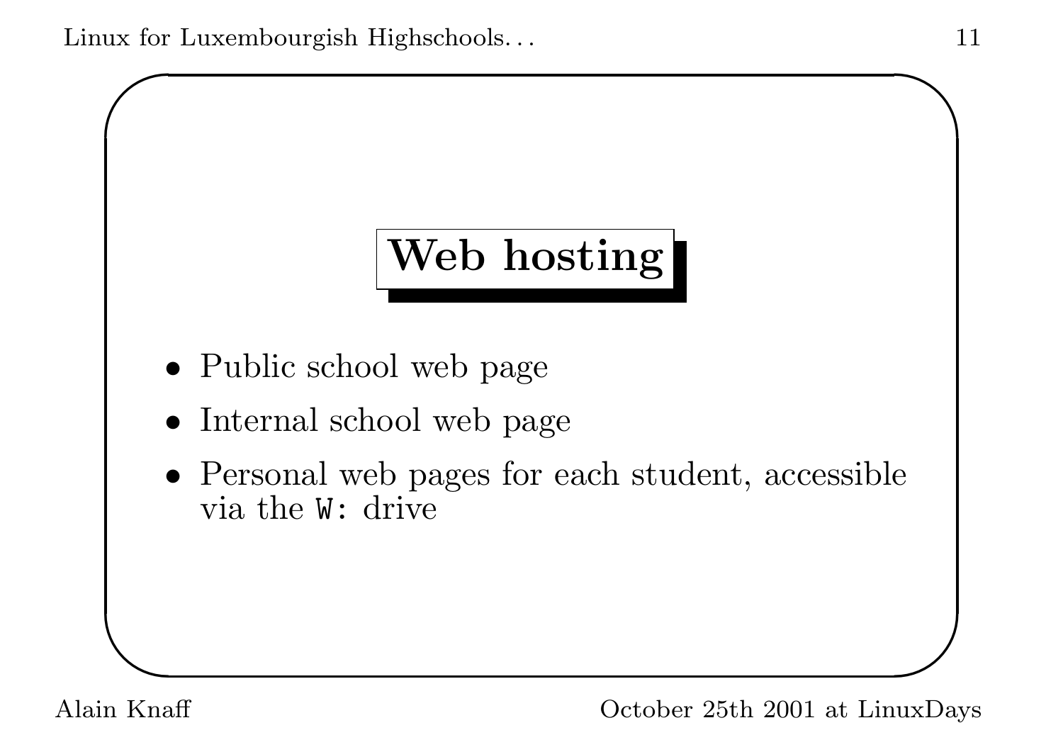# Web hosting

- Public school web page
- Internal school web page
- Personal web pages for each student, accessible via the `W:` drive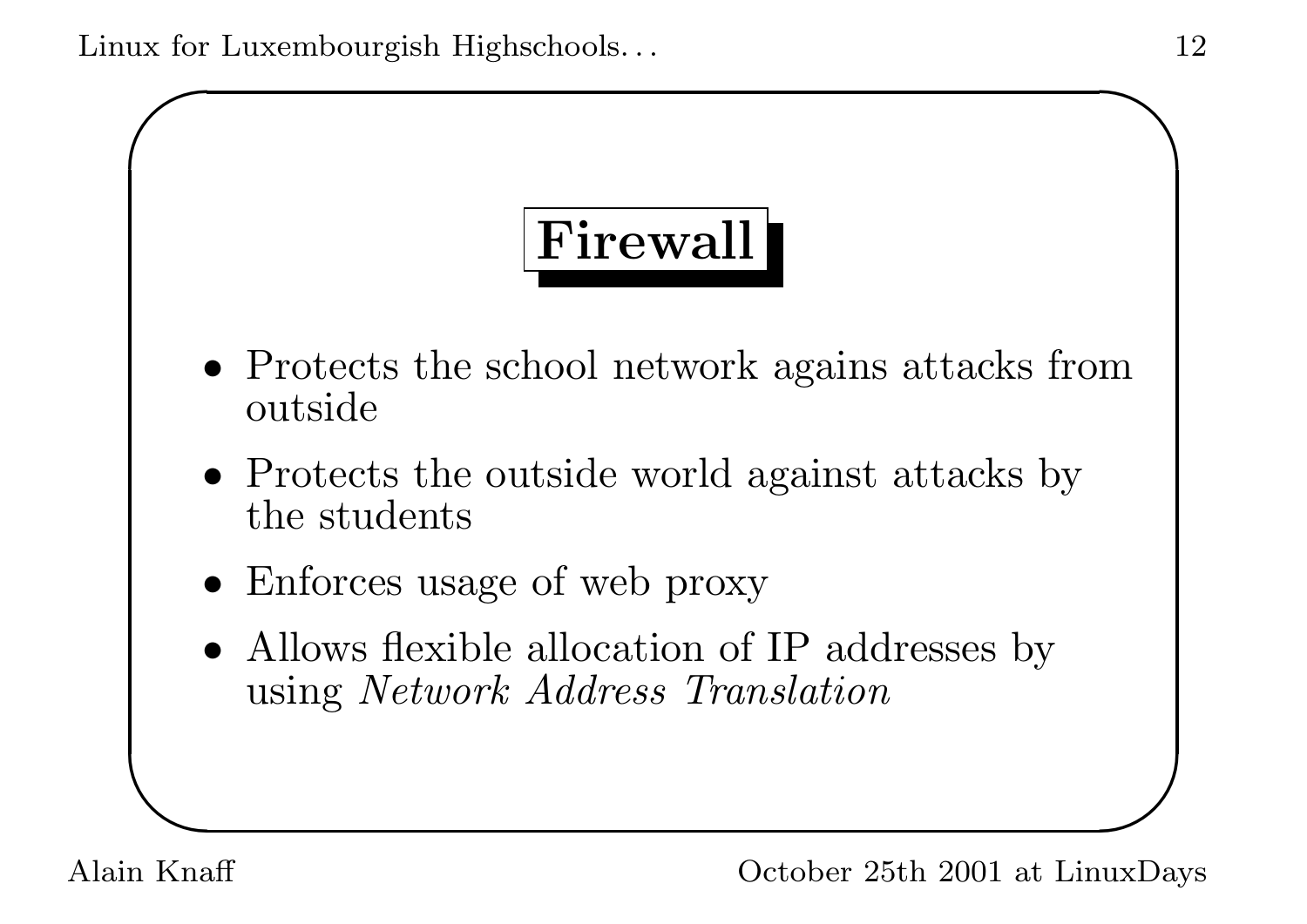# Firewall

- Protects the school network agains attacks from outside
- Protects the outside world against attacks by the students
- Enforces usage of web proxy
- Allows flexible allocation of IP addresses by using *Network Address Translation*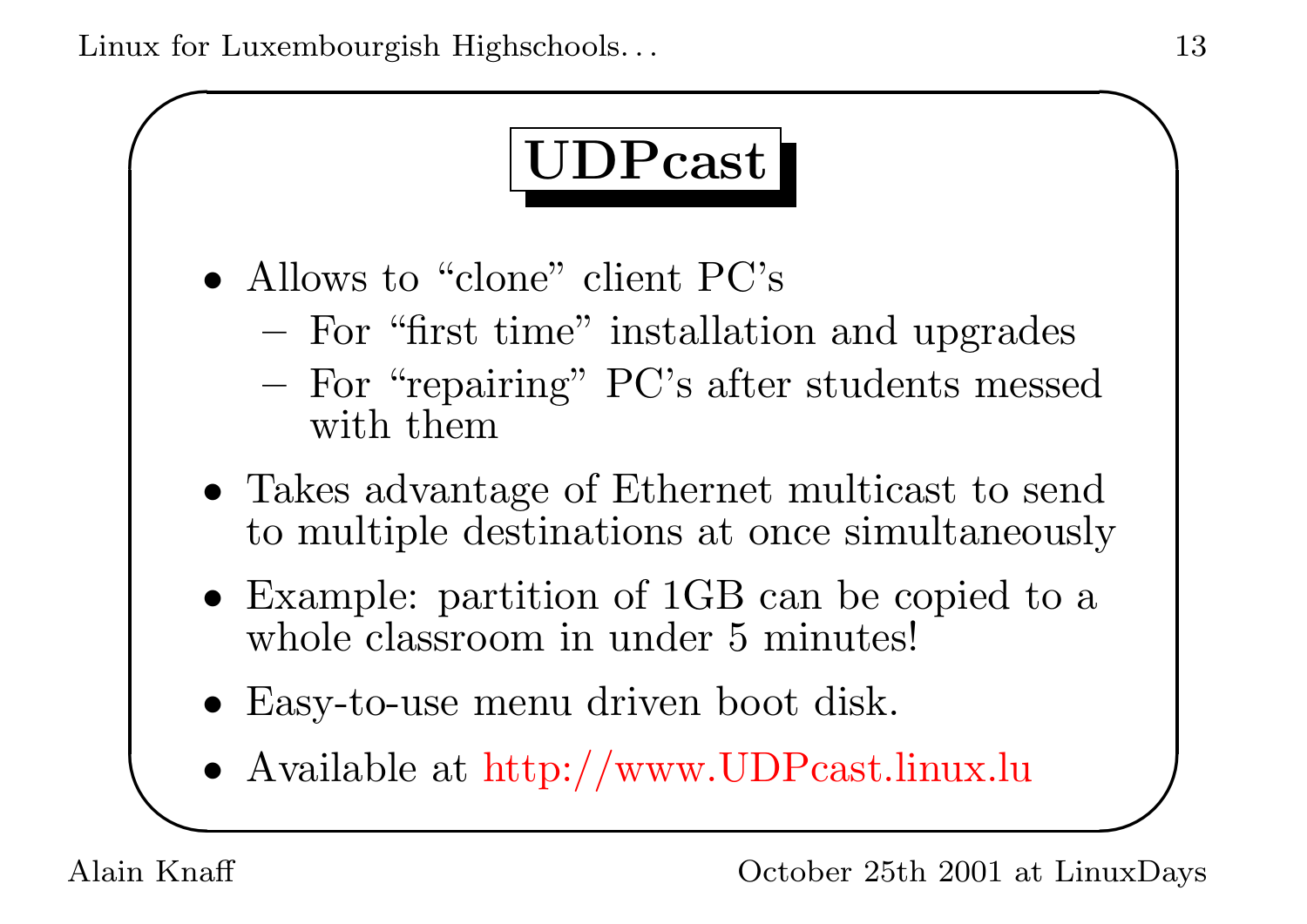# UDPcast

- Allows to “clone” client PC’s
  - For “first time” installation and upgrades
  - For “repairing” PC’s after students messed with them
- Takes advantage of Ethernet multicast to send to multiple destinations at once simultaneously
- Example: partition of 1GB can be copied to a whole classroom in under 5 minutes!
- Easy-to-use menu driven boot disk.
- Available at http://www.UDPcast.linux.lu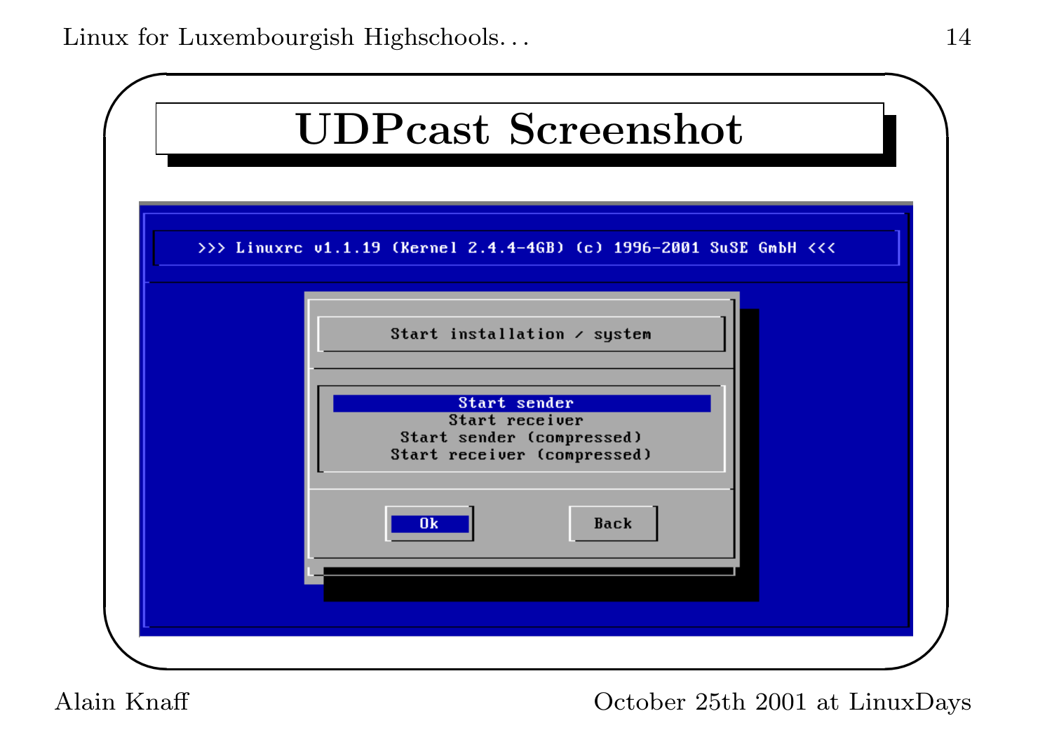# UDPcast Screenshot

```
>>> Linuxrc v1.1.19 (Kernel 2.4.4-4GB) (c) 1996-2001 SuSE GmbH <<<

Start installation / system

Start sender
Start receiver
Start sender (compressed)
Start receiver (compressed)

Ok        Back
```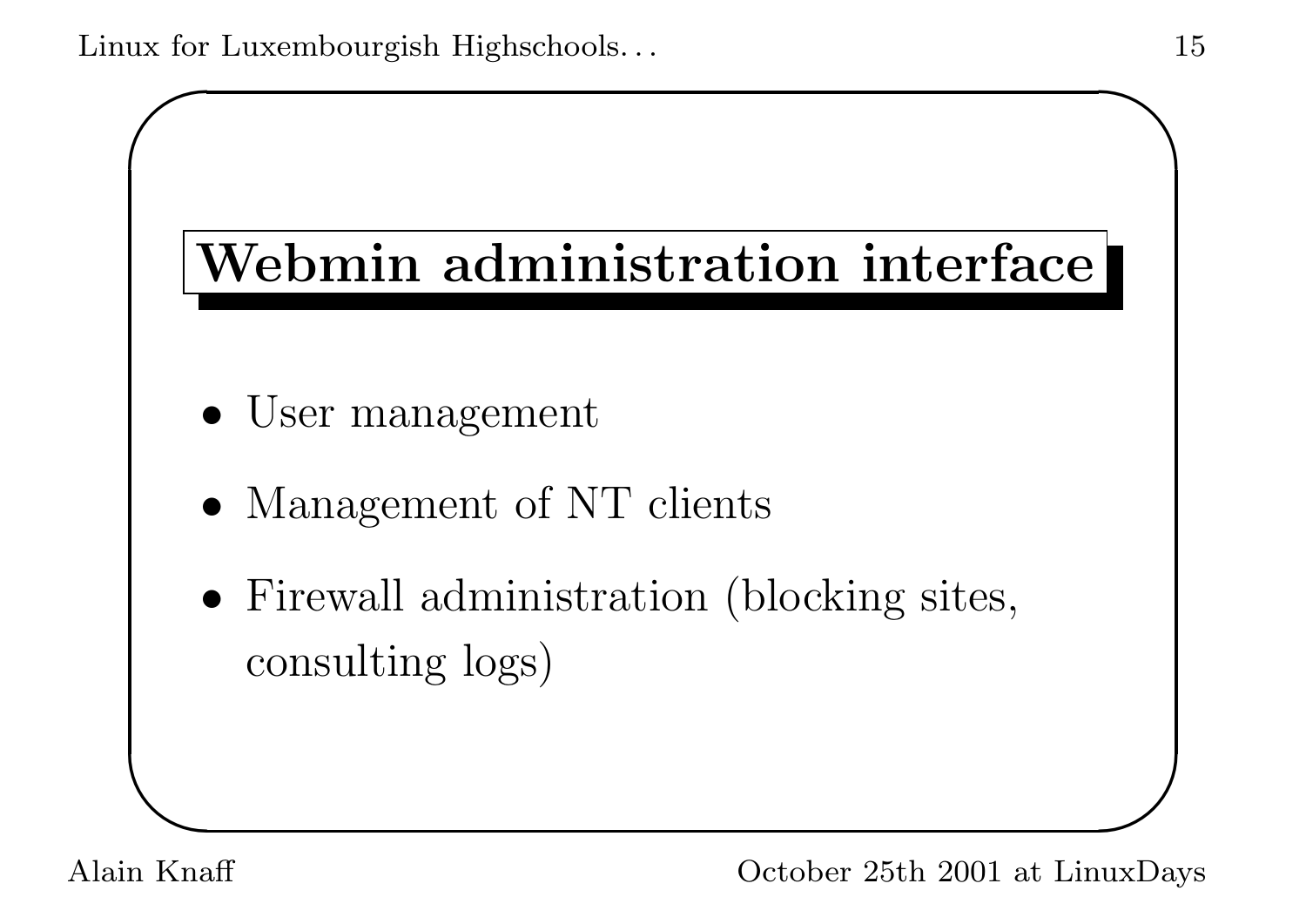## Webmin administration interface

- User management
- Management of NT clients
- Firewall administration (blocking sites, consulting logs)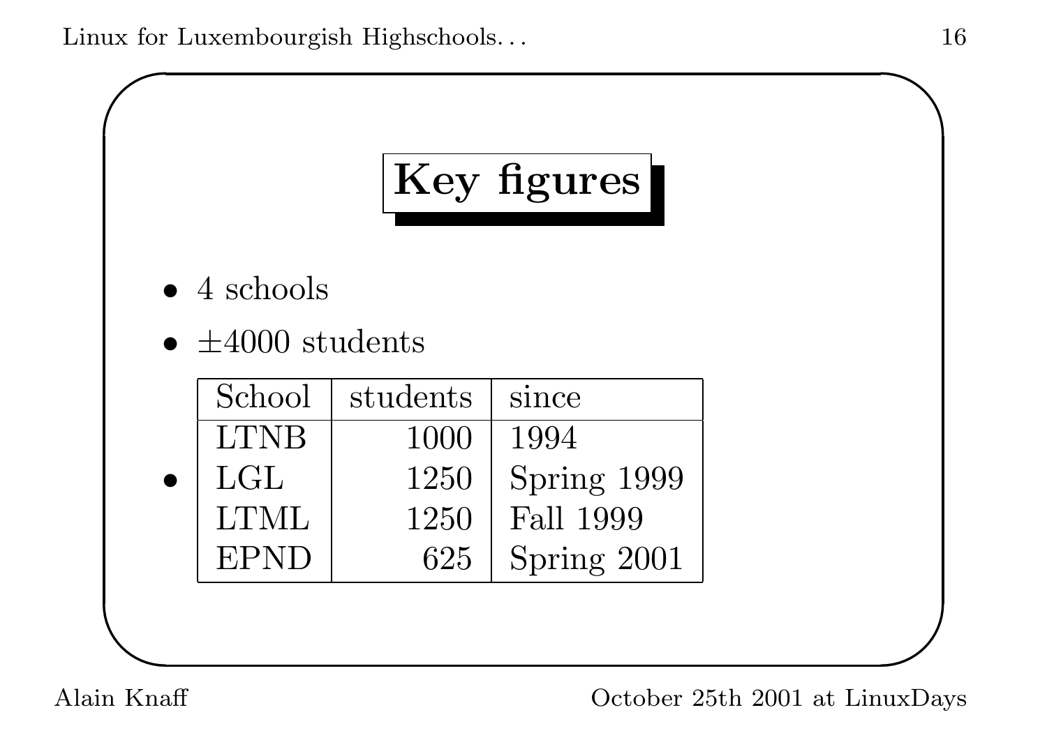# Key figures

- 4 schools
- $\pm$4000 students
- 

| School | students | since |
|---|---:|---|
| LTNB | 1000 | 1994 |
| LGL | 1250 | Spring 1999 |
| LTML | 1250 | Fall 1999 |
| EPND | 625 | Spring 2001 |